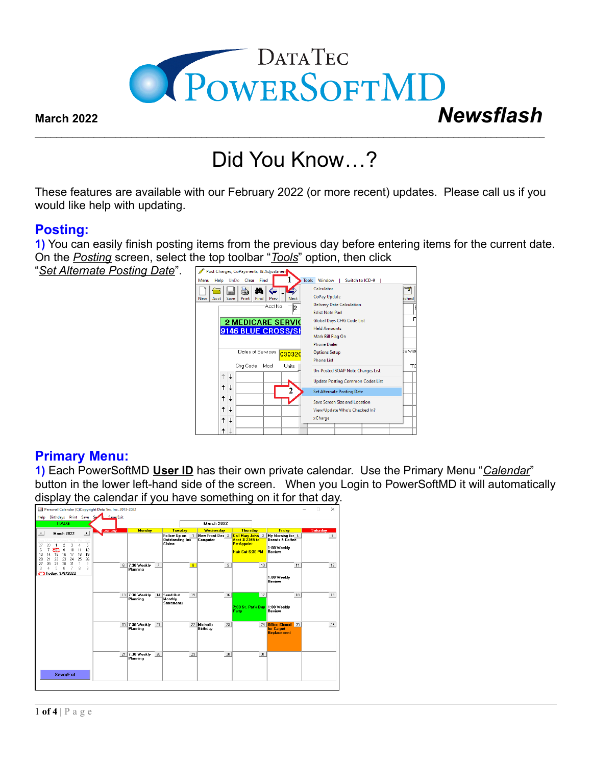DataTec PowerSoftMD

**March 2022** ***Newsflash***

# Did You Know…?

These features are available with our February 2022 (or more recent) updates. Please call us if you would like help with updating.

## Posting:

**1)** You can easily finish posting items from the previous day before entering items for the current date. On the *Posting* screen, select the top toolbar "*Tools*" option, then click "*Set Alternate Posting Date*".

## Primary Menu:

**1)** Each PowerSoftMD **User ID** has their own private calendar. Use the Primary Menu "*Calendar*" button in the lower left-hand side of the screen. When you Login to PowerSoftMD it will automatically display the calendar if you have something on it for that day.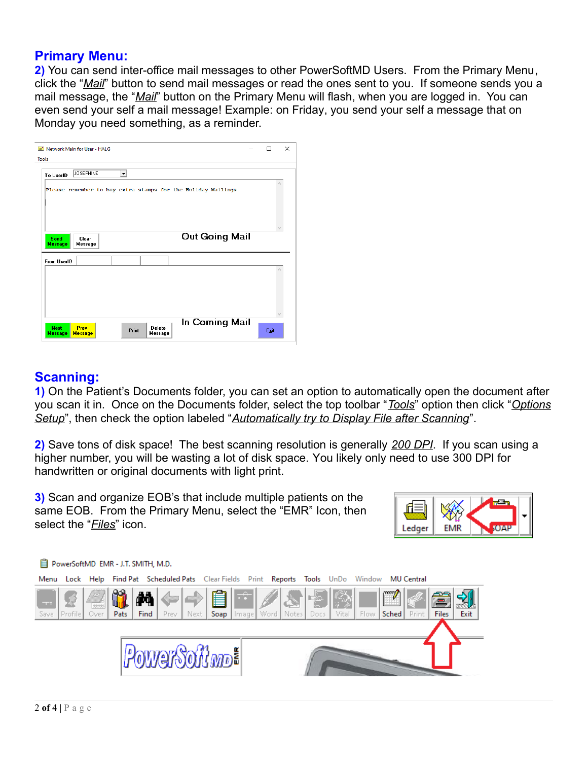## Primary Menu:

**2)** You can send inter-office mail messages to other PowerSoftMD Users. From the Primary Menu, click the "*Mail*" button to send mail messages or read the ones sent to you. If someone sends you a mail message, the "*Mail*" button on the Primary Menu will flash, when you are logged in. You can even send your self a mail message! Example: on Friday, you send your self a message that on Monday you need something, as a reminder.

## Scanning:

**1)** On the Patient's Documents folder, you can set an option to automatically open the document after you scan it in. Once on the Documents folder, select the top toolbar "*Tools*" option then click "*Options Setup*", then check the option labeled "*Automatically try to Display File after Scanning*".

**2)** Save tons of disk space! The best scanning resolution is generally *200 DPI*. If you scan using a higher number, you will be wasting a lot of disk space. You likely only need to use 300 DPI for handwritten or original documents with light print.

**3)** Scan and organize EOB's that include multiple patients on the same EOB. From the Primary Menu, select the "EMR" Icon, then select the "*Files*" icon.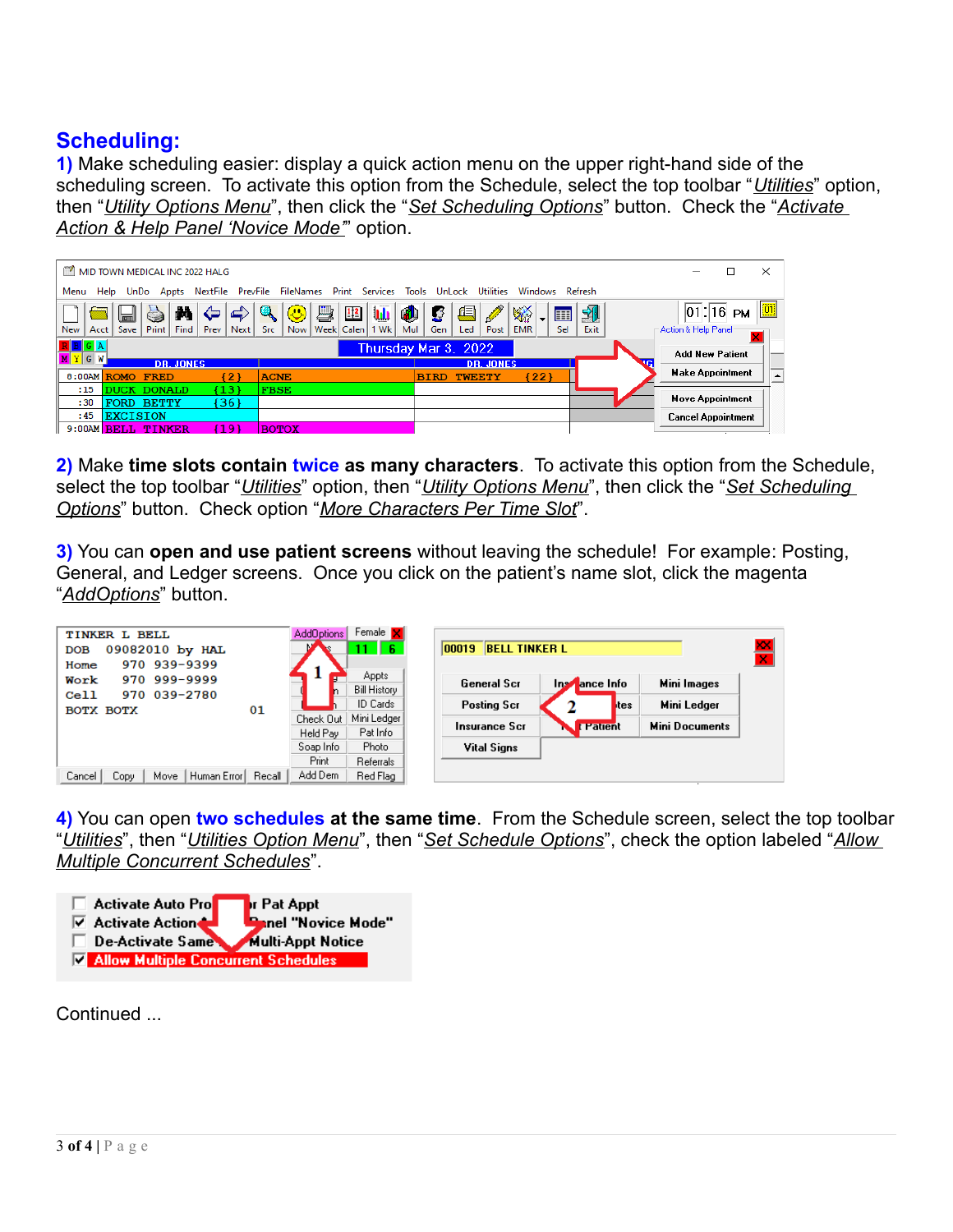## Scheduling:

**1)** Make scheduling easier: display a quick action menu on the upper right-hand side of the scheduling screen. To activate this option from the Schedule, select the top toolbar "*Utilities*" option, then "*Utility Options Menu*", then click the "*Set Scheduling Options*" button. Check the "*Activate Action & Help Panel 'Novice Mode'*" option.

**2)** Make **time slots contain twice as many characters**. To activate this option from the Schedule, select the top toolbar "*Utilities*" option, then "*Utility Options Menu*", then click the "*Set Scheduling Options*" button. Check option "*More Characters Per Time Slot*".

**3)** You can **open and use patient screens** without leaving the schedule! For example: Posting, General, and Ledger screens. Once you click on the patient's name slot, click the magenta "*AddOptions*" button.

**4)** You can open **two schedules at the same time**. From the Schedule screen, select the top toolbar "*Utilities*", then "*Utilities Option Menu*", then "*Set Schedule Options*", check the option labeled "*Allow Multiple Concurrent Schedules*".

Continued ...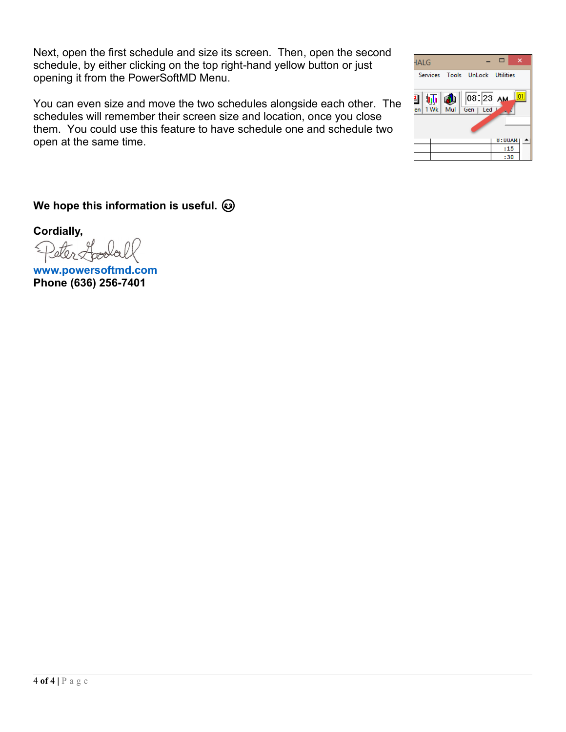Next, open the first schedule and size its screen. Then, open the second schedule, by either clicking on the top right-hand yellow button or just opening it from the PowerSoftMD Menu.

You can even size and move the two schedules alongside each other. The schedules will remember their screen size and location, once you close them. You could use this feature to have schedule one and schedule two open at the same time.

**We hope this information is useful.** 😉

**Cordially,**

[**www.powersoftmd.com**](http://www.powersoftmd.com)
**Phone (636) 256-7401**